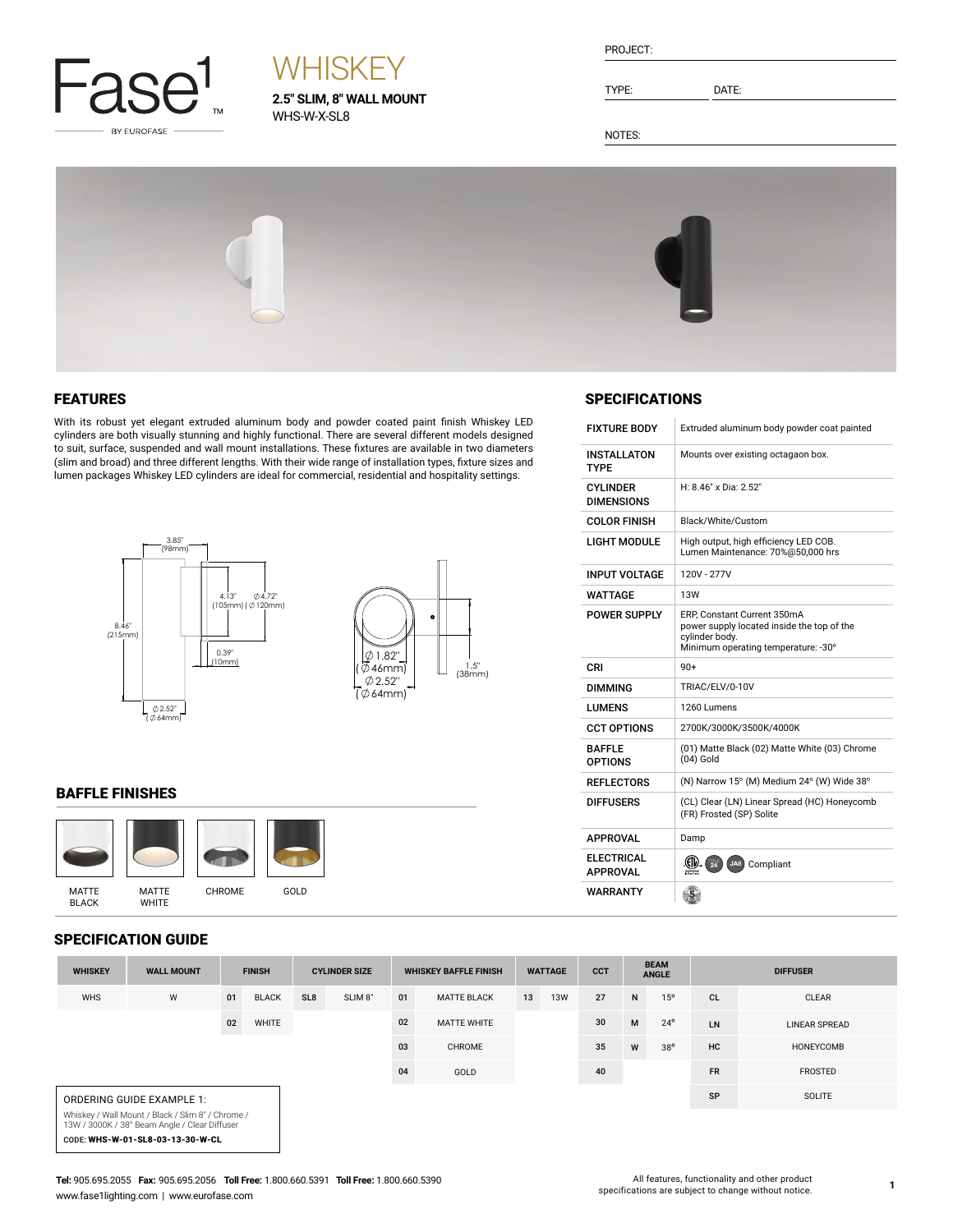Fase1 BY EUROFASE

# WHISKEY

**2.5" SLIM, 8" WALL MOUNT**
WHS-W-X-SL8

PROJECT:

TYPE: DATE:

NOTES:

## FEATURES

With its robust yet elegant extruded aluminum body and powder coated paint finish Whiskey LED cylinders are both visually stunning and highly functional. There are several different models designed to suit, surface, suspended and wall mount installations. These fixtures are available in two diameters (slim and broad) and three different lengths. With their wide range of installation types, fixture sizes and lumen packages Whiskey LED cylinders are ideal for commercial, residential and hospitality settings.

3.85" (98mm)
4.13" (105mm) | ∅4.72" (∅120mm)
8.46" (215mm)
0.39" (10mm)
∅2.52" (∅64mm)
∅1.82" (∅46mm)
∅2.52" (∅64mm)
1.5" (38mm)

## SPECIFICATIONS

| | |
|---|---|
| FIXTURE BODY | Extruded aluminum body powder coat painted |
| INSTALLATON TYPE | Mounts over existing octagaon box. |
| CYLINDER DIMENSIONS | H: 8.46" x Dia: 2.52" |
| COLOR FINISH | Black/White/Custom |
| LIGHT MODULE | High output, high efficiency LED COB. Lumen Maintenance: 70%@50,000 hrs |
| INPUT VOLTAGE | 120V - 277V |
| WATTAGE | 13W |
| POWER SUPPLY | ERP, Constant Current 350mA power supply located inside the top of the cylinder body. Minimum operating temperature: -30º |
| CRI | 90+ |
| DIMMING | TRIAC/ELV/0-10V |
| LUMENS | 1260 Lumens |
| CCT OPTIONS | 2700K/3000K/3500K/4000K |
| BAFFLE OPTIONS | (01) Matte Black (02) Matte White (03) Chrome (04) Gold |
| REFLECTORS | (N) Narrow 15º (M) Medium 24º (W) Wide 38º |
| DIFFUSERS | (CL) Clear (LN) Linear Spread (HC) Honeycomb (FR) Frosted (SP) Solite |
| APPROVAL | Damp |
| ELECTRICAL APPROVAL | Compliant |
| WARRANTY | |

## BAFFLE FINISHES

MATTE BLACK | MATTE WHITE | CHROME | GOLD

## SPECIFICATION GUIDE

| WHISKEY | WALL MOUNT | FINISH | | CYLINDER SIZE | | WHISKEY BAFFLE FINISH | | WATTAGE | | CCT | BEAM ANGLE | | DIFFUSER | |
|---|---|---|---|---|---|---|---|---|---|---|---|---|---|---|
| WHS | W | 01 | BLACK | SL8 | SLIM 8" | 01 | MATTE BLACK | 13 | 13W | 27 | N | 15º | CL | CLEAR |
| | | 02 | WHITE | | | 02 | MATTE WHITE | | | 30 | M | 24º | LN | LINEAR SPREAD |
| | | | | | | 03 | CHROME | | | 35 | W | 38º | HC | HONEYCOMB |
| | | | | | | 04 | GOLD | | | 40 | | | FR | FROSTED |
| | | | | | | | | | | | | | SP | SOLITE |

ORDERING GUIDE EXAMPLE 1:
Whiskey / Wall Mount / Black / Slim 8" / Chrome / 13W / 3000K / 38º Beam Angle / Clear Diffuser
CODE: **WHS-W-01-SL8-03-13-30-W-CL**

**Tel:** 905.695.2055 **Fax:** 905.695.2056 **Toll Free:** 1.800.660.5391 **Toll Free:** 1.800.660.5390
www.fase1lighting.com | www.eurofase.com

All features, functionality and other product specifications are subject to change without notice.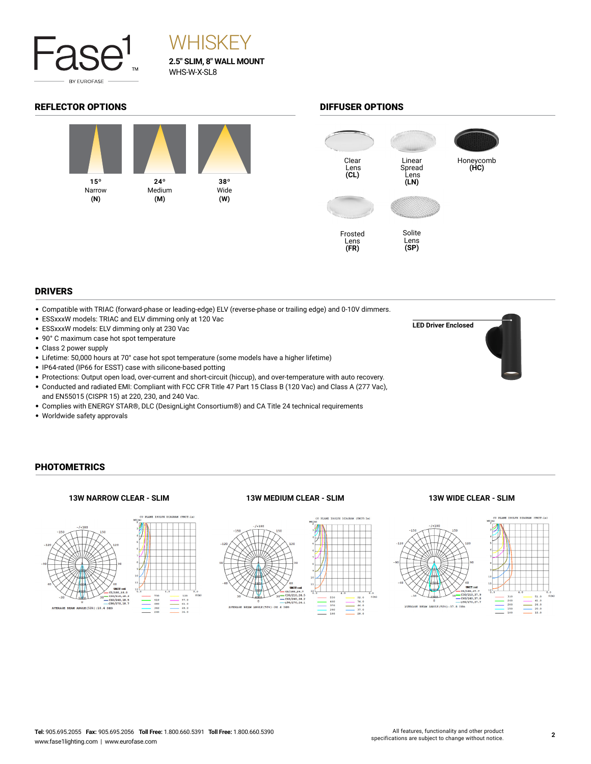# WHISKEY

**2.5" SLIM, 8" WALL MOUNT**
WHS-W-X-SL8

## REFLECTOR OPTIONS

15º
Narrow
**(N)**

24º
Medium
**(M)**

38º
Wide
**(W)**

## DIFFUSER OPTIONS

Clear Lens **(CL)**

Linear Spread Lens **(LN)**

Honeycomb **(HC)**

Frosted Lens **(FR)**

Solite Lens **(SP)**

## DRIVERS

- Compatible with TRIAC (forward-phase or leading-edge) ELV (reverse-phase or trailing edge) and 0-10V dimmers.
- ESSxxxW models: TRIAC and ELV dimming only at 120 Vac
- ESSxxxW models: ELV dimming only at 230 Vac
- 90° C maximum case hot spot temperature
- Class 2 power supply
- Lifetime: 50,000 hours at 70° case hot spot temperature (some models have a higher lifetime)
- IP64-rated (IP66 for ESST) case with silicone-based potting
- Protections: Output open load, over-current and short-circuit (hiccup), and over-temperature with auto recovery.
- Conducted and radiated EMI: Compliant with FCC CFR Title 47 Part 15 Class B (120 Vac) and Class A (277 Vac), and EN55015 (CISPR 15) at 220, 230, and 240 Vac.
- Complies with ENERGY STAR®, DLC (DesignLight Consortium®) and CA Title 24 technical requirements
- Worldwide safety approvals

**LED Driver Enclosed**

## PHOTOMETRICS

**13W NARROW CLEAR - SLIM**

AVERAGE BEAM ANGLE(50%):18.4 DEG

**13W MEDIUM CLEAR - SLIM**

AVERAGE BEAM ANGLE(50%):24.4 DEG

**13W WIDE CLEAR - SLIM**

AVERAGE BEAM ANGLE(50%):37.8 DEG

**Tel:** 905.695.2055 **Fax:** 905.695.2056 **Toll Free:** 1.800.660.5391 **Toll Free:** 1.800.660.5390
www.fase1lighting.com | www.eurofase.com

All features, functionality and other product specifications are subject to change without notice.